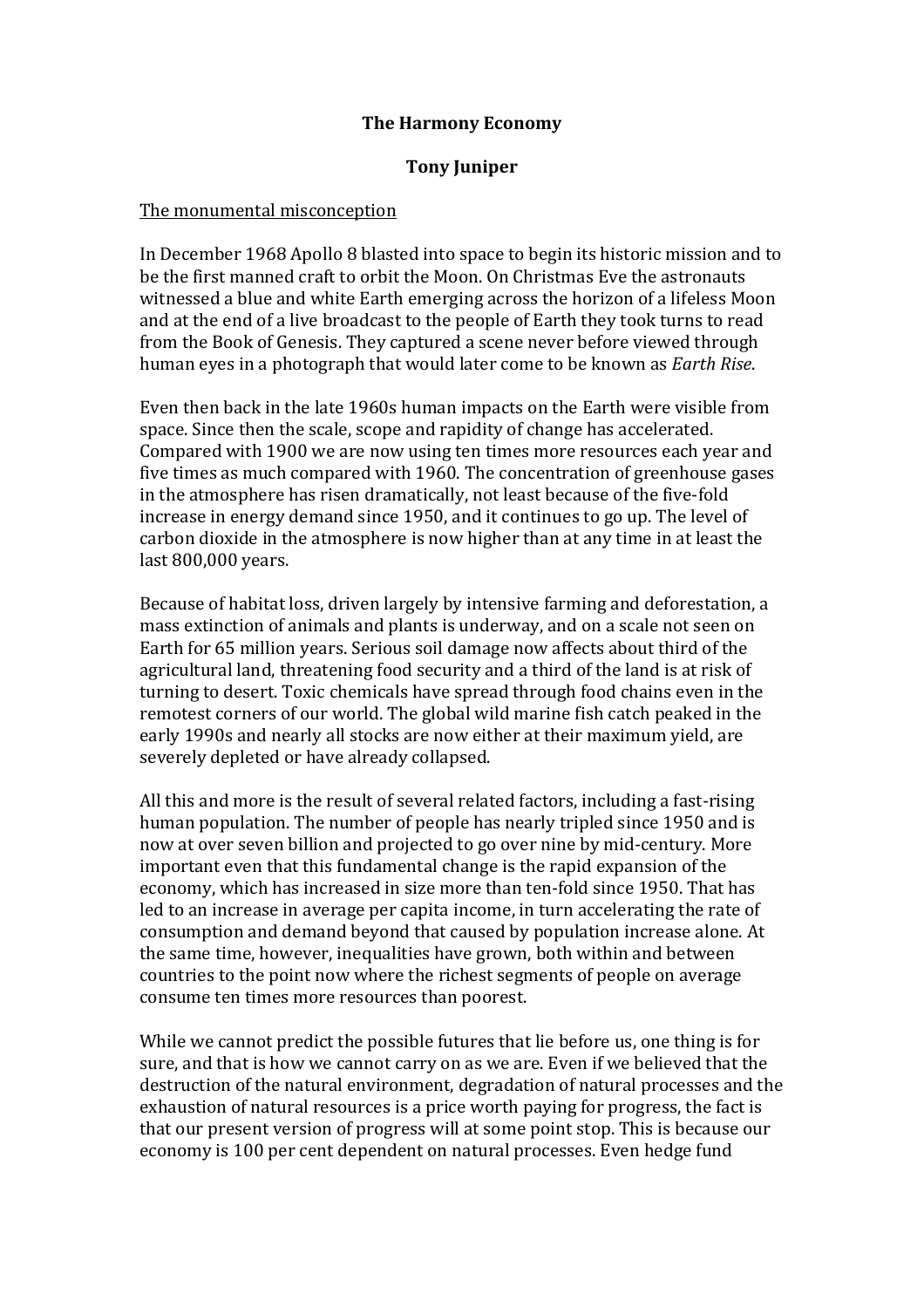# The Harmony Economy

**Tony Juniper**

## The monumental misconception

In December 1968 Apollo 8 blasted into space to begin its historic mission and to be the first manned craft to orbit the Moon. On Christmas Eve the astronauts witnessed a blue and white Earth emerging across the horizon of a lifeless Moon and at the end of a live broadcast to the people of Earth they took turns to read from the Book of Genesis. They captured a scene never before viewed through human eyes in a photograph that would later come to be known as *Earth Rise*.

Even then back in the late 1960s human impacts on the Earth were visible from space. Since then the scale, scope and rapidity of change has accelerated. Compared with 1900 we are now using ten times more resources each year and five times as much compared with 1960. The concentration of greenhouse gases in the atmosphere has risen dramatically, not least because of the five-fold increase in energy demand since 1950, and it continues to go up. The level of carbon dioxide in the atmosphere is now higher than at any time in at least the last 800,000 years.

Because of habitat loss, driven largely by intensive farming and deforestation, a mass extinction of animals and plants is underway, and on a scale not seen on Earth for 65 million years. Serious soil damage now affects about third of the agricultural land, threatening food security and a third of the land is at risk of turning to desert. Toxic chemicals have spread through food chains even in the remotest corners of our world. The global wild marine fish catch peaked in the early 1990s and nearly all stocks are now either at their maximum yield, are severely depleted or have already collapsed.

All this and more is the result of several related factors, including a fast-rising human population. The number of people has nearly tripled since 1950 and is now at over seven billion and projected to go over nine by mid-century. More important even that this fundamental change is the rapid expansion of the economy, which has increased in size more than ten-fold since 1950. That has led to an increase in average per capita income, in turn accelerating the rate of consumption and demand beyond that caused by population increase alone. At the same time, however, inequalities have grown, both within and between countries to the point now where the richest segments of people on average consume ten times more resources than poorest.

While we cannot predict the possible futures that lie before us, one thing is for sure, and that is how we cannot carry on as we are. Even if we believed that the destruction of the natural environment, degradation of natural processes and the exhaustion of natural resources is a price worth paying for progress, the fact is that our present version of progress will at some point stop. This is because our economy is 100 per cent dependent on natural processes. Even hedge fund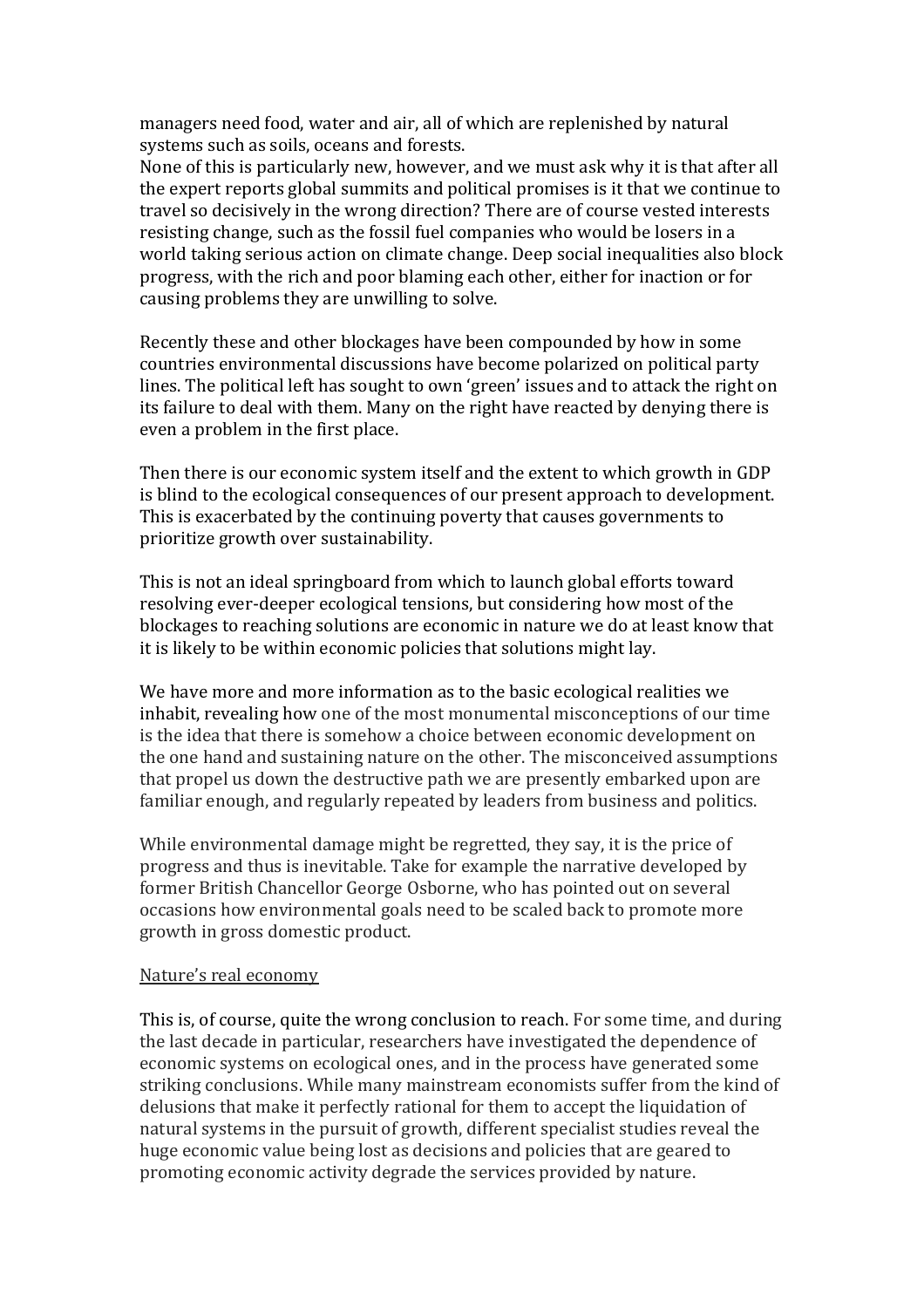managers need food, water and air, all of which are replenished by natural systems such as soils, oceans and forests.
None of this is particularly new, however, and we must ask why it is that after all the expert reports global summits and political promises is it that we continue to travel so decisively in the wrong direction? There are of course vested interests resisting change, such as the fossil fuel companies who would be losers in a world taking serious action on climate change. Deep social inequalities also block progress, with the rich and poor blaming each other, either for inaction or for causing problems they are unwilling to solve.

Recently these and other blockages have been compounded by how in some countries environmental discussions have become polarized on political party lines. The political left has sought to own 'green' issues and to attack the right on its failure to deal with them. Many on the right have reacted by denying there is even a problem in the first place.

Then there is our economic system itself and the extent to which growth in GDP is blind to the ecological consequences of our present approach to development. This is exacerbated by the continuing poverty that causes governments to prioritize growth over sustainability.

This is not an ideal springboard from which to launch global efforts toward resolving ever-deeper ecological tensions, but considering how most of the blockages to reaching solutions are economic in nature we do at least know that it is likely to be within economic policies that solutions might lay.

We have more and more information as to the basic ecological realities we inhabit, revealing how one of the most monumental misconceptions of our time is the idea that there is somehow a choice between economic development on the one hand and sustaining nature on the other. The misconceived assumptions that propel us down the destructive path we are presently embarked upon are familiar enough, and regularly repeated by leaders from business and politics.

While environmental damage might be regretted, they say, it is the price of progress and thus is inevitable. Take for example the narrative developed by former British Chancellor George Osborne, who has pointed out on several occasions how environmental goals need to be scaled back to promote more growth in gross domestic product.

<u>Nature's real economy</u>

This is, of course, quite the wrong conclusion to reach. For some time, and during the last decade in particular, researchers have investigated the dependence of economic systems on ecological ones, and in the process have generated some striking conclusions. While many mainstream economists suffer from the kind of delusions that make it perfectly rational for them to accept the liquidation of natural systems in the pursuit of growth, different specialist studies reveal the huge economic value being lost as decisions and policies that are geared to promoting economic activity degrade the services provided by nature.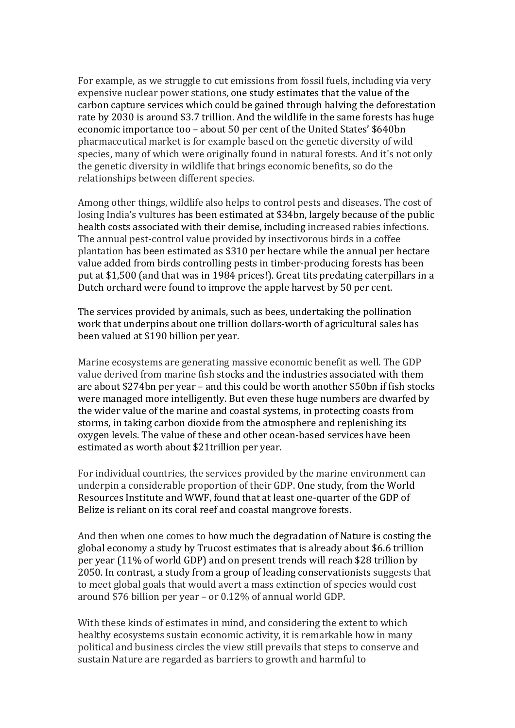For example, as we struggle to cut emissions from fossil fuels, including via very expensive nuclear power stations, one study estimates that the value of the carbon capture services which could be gained through halving the deforestation rate by 2030 is around $3.7 trillion. And the wildlife in the same forests has huge economic importance too – about 50 per cent of the United States' $640bn pharmaceutical market is for example based on the genetic diversity of wild species, many of which were originally found in natural forests. And it's not only the genetic diversity in wildlife that brings economic benefits, so do the relationships between different species.

Among other things, wildlife also helps to control pests and diseases. The cost of losing India's vultures has been estimated at $34bn, largely because of the public health costs associated with their demise, including increased rabies infections. The annual pest-control value provided by insectivorous birds in a coffee plantation has been estimated as $310 per hectare while the annual per hectare value added from birds controlling pests in timber-producing forests has been put at $1,500 (and that was in 1984 prices!). Great tits predating caterpillars in a Dutch orchard were found to improve the apple harvest by 50 per cent.

The services provided by animals, such as bees, undertaking the pollination work that underpins about one trillion dollars-worth of agricultural sales has been valued at $190 billion per year.

Marine ecosystems are generating massive economic benefit as well. The GDP value derived from marine fish stocks and the industries associated with them are about $274bn per year – and this could be worth another $50bn if fish stocks were managed more intelligently. But even these huge numbers are dwarfed by the wider value of the marine and coastal systems, in protecting coasts from storms, in taking carbon dioxide from the atmosphere and replenishing its oxygen levels. The value of these and other ocean-based services have been estimated as worth about $21trillion per year.

For individual countries, the services provided by the marine environment can underpin a considerable proportion of their GDP. One study, from the World Resources Institute and WWF, found that at least one-quarter of the GDP of Belize is reliant on its coral reef and coastal mangrove forests.

And then when one comes to how much the degradation of Nature is costing the global economy a study by Trucost estimates that is already about $6.6 trillion per year (11% of world GDP) and on present trends will reach $28 trillion by 2050. In contrast, a study from a group of leading conservationists suggests that to meet global goals that would avert a mass extinction of species would cost around $76 billion per year – or 0.12% of annual world GDP.

With these kinds of estimates in mind, and considering the extent to which healthy ecosystems sustain economic activity, it is remarkable how in many political and business circles the view still prevails that steps to conserve and sustain Nature are regarded as barriers to growth and harmful to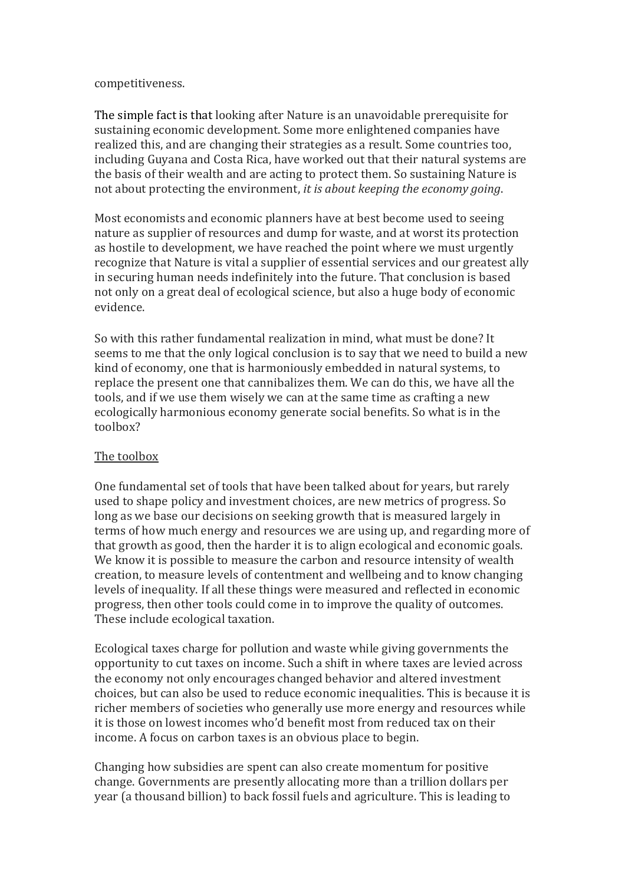competitiveness.

The simple fact is that looking after Nature is an unavoidable prerequisite for sustaining economic development. Some more enlightened companies have realized this, and are changing their strategies as a result. Some countries too, including Guyana and Costa Rica, have worked out that their natural systems are the basis of their wealth and are acting to protect them. So sustaining Nature is not about protecting the environment, *it is about keeping the economy going*.

Most economists and economic planners have at best become used to seeing nature as supplier of resources and dump for waste, and at worst its protection as hostile to development, we have reached the point where we must urgently recognize that Nature is vital a supplier of essential services and our greatest ally in securing human needs indefinitely into the future. That conclusion is based not only on a great deal of ecological science, but also a huge body of economic evidence.

So with this rather fundamental realization in mind, what must be done? It seems to me that the only logical conclusion is to say that we need to build a new kind of economy, one that is harmoniously embedded in natural systems, to replace the present one that cannibalizes them. We can do this, we have all the tools, and if we use them wisely we can at the same time as crafting a new ecologically harmonious economy generate social benefits. So what is in the toolbox?

<u>The toolbox</u>

One fundamental set of tools that have been talked about for years, but rarely used to shape policy and investment choices, are new metrics of progress. So long as we base our decisions on seeking growth that is measured largely in terms of how much energy and resources we are using up, and regarding more of that growth as good, then the harder it is to align ecological and economic goals. We know it is possible to measure the carbon and resource intensity of wealth creation, to measure levels of contentment and wellbeing and to know changing levels of inequality. If all these things were measured and reflected in economic progress, then other tools could come in to improve the quality of outcomes. These include ecological taxation.

Ecological taxes charge for pollution and waste while giving governments the opportunity to cut taxes on income. Such a shift in where taxes are levied across the economy not only encourages changed behavior and altered investment choices, but can also be used to reduce economic inequalities. This is because it is richer members of societies who generally use more energy and resources while it is those on lowest incomes who'd benefit most from reduced tax on their income. A focus on carbon taxes is an obvious place to begin.

Changing how subsidies are spent can also create momentum for positive change. Governments are presently allocating more than a trillion dollars per year (a thousand billion) to back fossil fuels and agriculture. This is leading to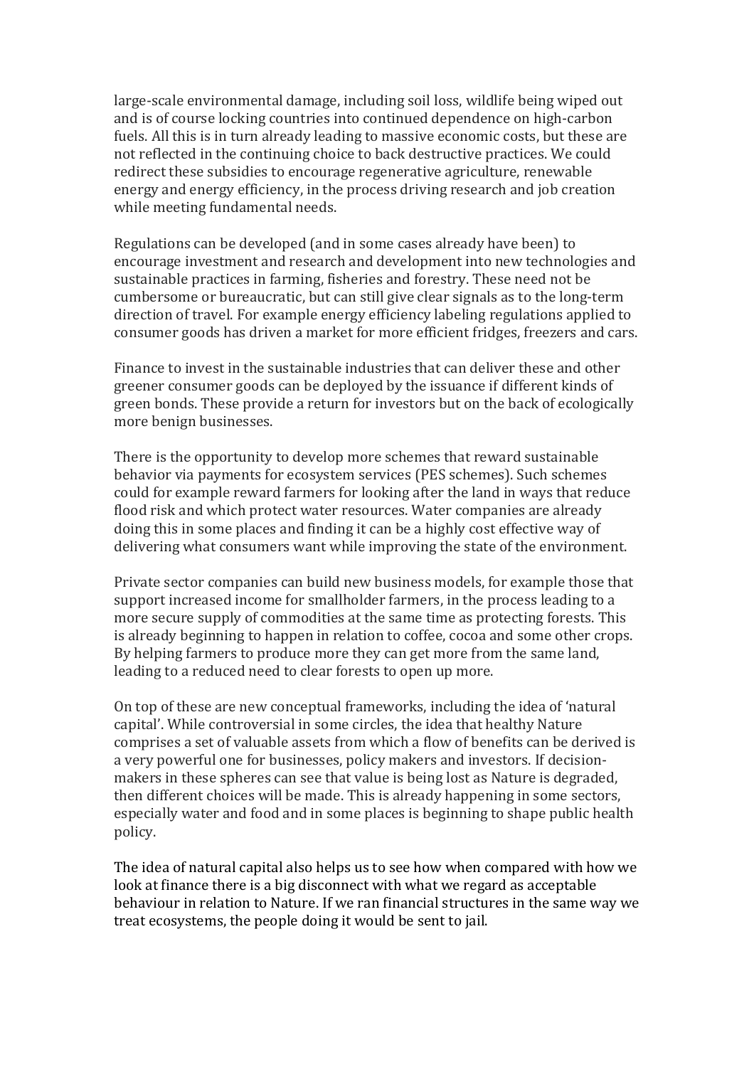large-scale environmental damage, including soil loss, wildlife being wiped out and is of course locking countries into continued dependence on high-carbon fuels. All this is in turn already leading to massive economic costs, but these are not reflected in the continuing choice to back destructive practices. We could redirect these subsidies to encourage regenerative agriculture, renewable energy and energy efficiency, in the process driving research and job creation while meeting fundamental needs.

Regulations can be developed (and in some cases already have been) to encourage investment and research and development into new technologies and sustainable practices in farming, fisheries and forestry. These need not be cumbersome or bureaucratic, but can still give clear signals as to the long-term direction of travel. For example energy efficiency labeling regulations applied to consumer goods has driven a market for more efficient fridges, freezers and cars.

Finance to invest in the sustainable industries that can deliver these and other greener consumer goods can be deployed by the issuance if different kinds of green bonds. These provide a return for investors but on the back of ecologically more benign businesses.

There is the opportunity to develop more schemes that reward sustainable behavior via payments for ecosystem services (PES schemes). Such schemes could for example reward farmers for looking after the land in ways that reduce flood risk and which protect water resources. Water companies are already doing this in some places and finding it can be a highly cost effective way of delivering what consumers want while improving the state of the environment.

Private sector companies can build new business models, for example those that support increased income for smallholder farmers, in the process leading to a more secure supply of commodities at the same time as protecting forests. This is already beginning to happen in relation to coffee, cocoa and some other crops. By helping farmers to produce more they can get more from the same land, leading to a reduced need to clear forests to open up more.

On top of these are new conceptual frameworks, including the idea of 'natural capital'. While controversial in some circles, the idea that healthy Nature comprises a set of valuable assets from which a flow of benefits can be derived is a very powerful one for businesses, policy makers and investors. If decision-makers in these spheres can see that value is being lost as Nature is degraded, then different choices will be made. This is already happening in some sectors, especially water and food and in some places is beginning to shape public health policy.

The idea of natural capital also helps us to see how when compared with how we look at finance there is a big disconnect with what we regard as acceptable behaviour in relation to Nature. If we ran financial structures in the same way we treat ecosystems, the people doing it would be sent to jail.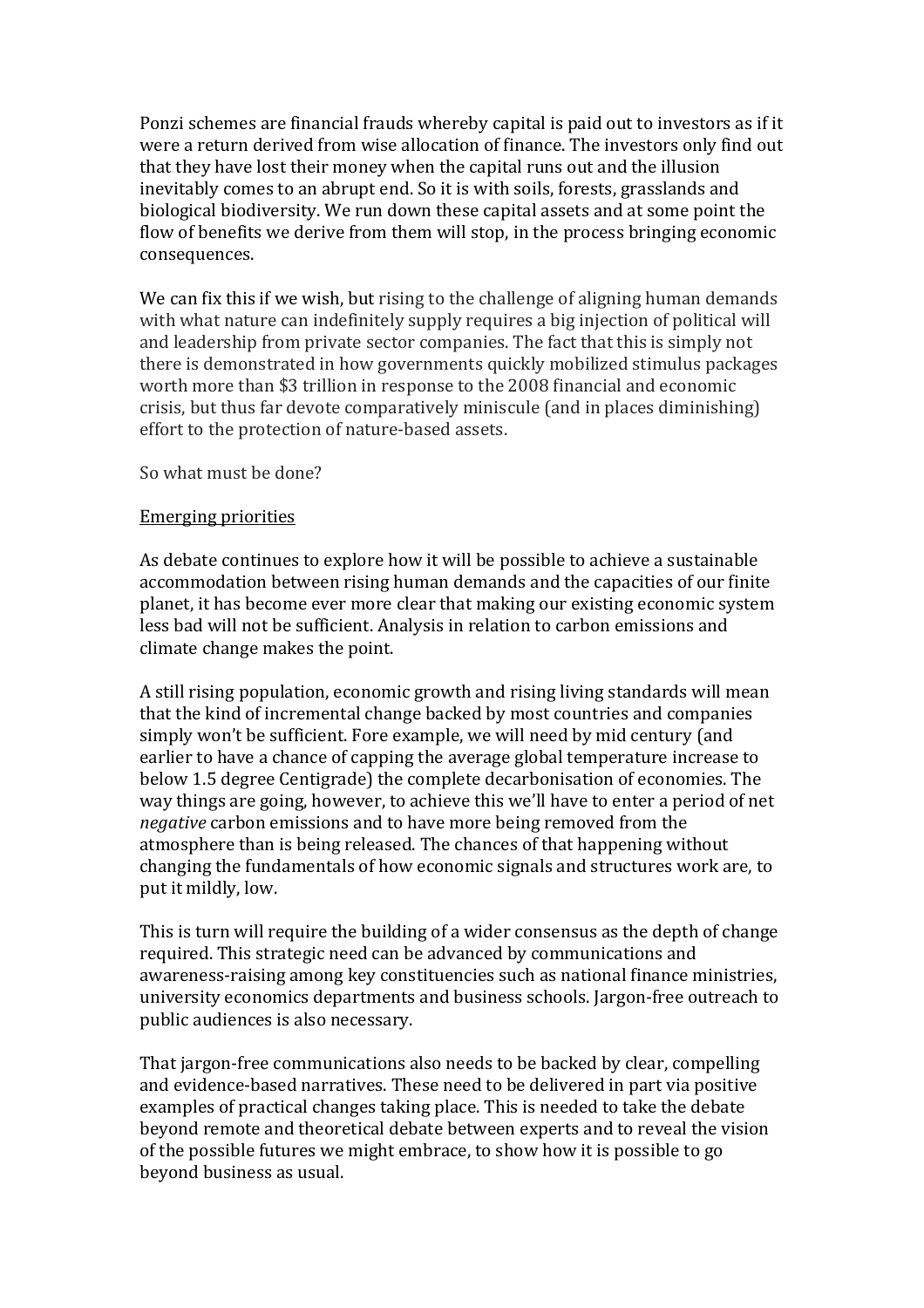Ponzi schemes are financial frauds whereby capital is paid out to investors as if it were a return derived from wise allocation of finance. The investors only find out that they have lost their money when the capital runs out and the illusion inevitably comes to an abrupt end. So it is with soils, forests, grasslands and biological biodiversity. We run down these capital assets and at some point the flow of benefits we derive from them will stop, in the process bringing economic consequences.

We can fix this if we wish, but rising to the challenge of aligning human demands with what nature can indefinitely supply requires a big injection of political will and leadership from private sector companies. The fact that this is simply not there is demonstrated in how governments quickly mobilized stimulus packages worth more than \$3 trillion in response to the 2008 financial and economic crisis, but thus far devote comparatively miniscule (and in places diminishing) effort to the protection of nature-based assets.

So what must be done?

<u>Emerging priorities</u>

As debate continues to explore how it will be possible to achieve a sustainable accommodation between rising human demands and the capacities of our finite planet, it has become ever more clear that making our existing economic system less bad will not be sufficient. Analysis in relation to carbon emissions and climate change makes the point.

A still rising population, economic growth and rising living standards will mean that the kind of incremental change backed by most countries and companies simply won't be sufficient. Fore example, we will need by mid century (and earlier to have a chance of capping the average global temperature increase to below 1.5 degree Centigrade) the complete decarbonisation of economies. The way things are going, however, to achieve this we'll have to enter a period of net *negative* carbon emissions and to have more being removed from the atmosphere than is being released. The chances of that happening without changing the fundamentals of how economic signals and structures work are, to put it mildly, low.

This is turn will require the building of a wider consensus as the depth of change required. This strategic need can be advanced by communications and awareness-raising among key constituencies such as national finance ministries, university economics departments and business schools. Jargon-free outreach to public audiences is also necessary.

That jargon-free communications also needs to be backed by clear, compelling and evidence-based narratives. These need to be delivered in part via positive examples of practical changes taking place. This is needed to take the debate beyond remote and theoretical debate between experts and to reveal the vision of the possible futures we might embrace, to show how it is possible to go beyond business as usual.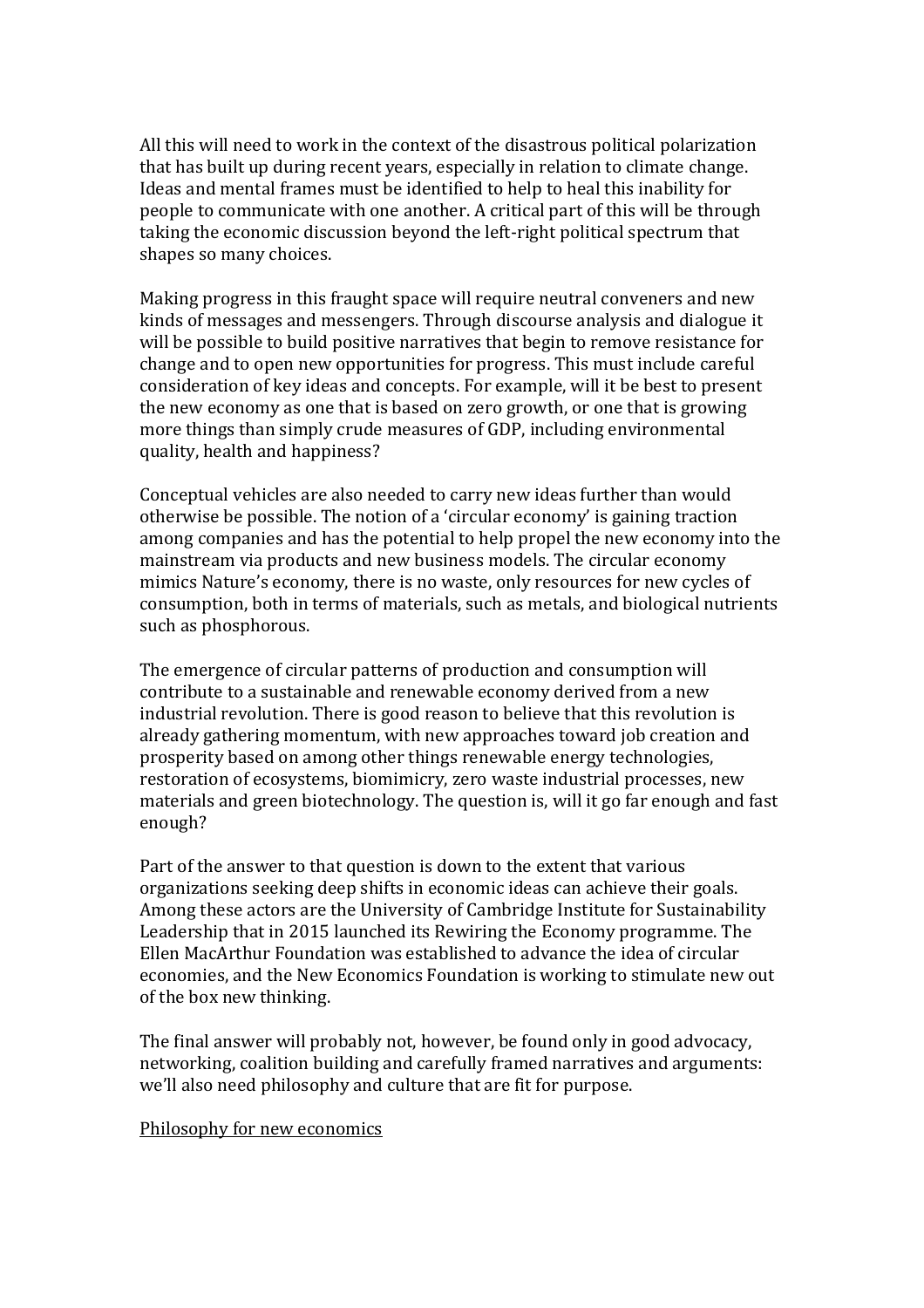All this will need to work in the context of the disastrous political polarization that has built up during recent years, especially in relation to climate change. Ideas and mental frames must be identified to help to heal this inability for people to communicate with one another. A critical part of this will be through taking the economic discussion beyond the left-right political spectrum that shapes so many choices.

Making progress in this fraught space will require neutral conveners and new kinds of messages and messengers. Through discourse analysis and dialogue it will be possible to build positive narratives that begin to remove resistance for change and to open new opportunities for progress. This must include careful consideration of key ideas and concepts. For example, will it be best to present the new economy as one that is based on zero growth, or one that is growing more things than simply crude measures of GDP, including environmental quality, health and happiness?

Conceptual vehicles are also needed to carry new ideas further than would otherwise be possible. The notion of a 'circular economy' is gaining traction among companies and has the potential to help propel the new economy into the mainstream via products and new business models. The circular economy mimics Nature's economy, there is no waste, only resources for new cycles of consumption, both in terms of materials, such as metals, and biological nutrients such as phosphorous.

The emergence of circular patterns of production and consumption will contribute to a sustainable and renewable economy derived from a new industrial revolution. There is good reason to believe that this revolution is already gathering momentum, with new approaches toward job creation and prosperity based on among other things renewable energy technologies, restoration of ecosystems, biomimicry, zero waste industrial processes, new materials and green biotechnology. The question is, will it go far enough and fast enough?

Part of the answer to that question is down to the extent that various organizations seeking deep shifts in economic ideas can achieve their goals. Among these actors are the University of Cambridge Institute for Sustainability Leadership that in 2015 launched its Rewiring the Economy programme. The Ellen MacArthur Foundation was established to advance the idea of circular economies, and the New Economics Foundation is working to stimulate new out of the box new thinking.

The final answer will probably not, however, be found only in good advocacy, networking, coalition building and carefully framed narratives and arguments: we'll also need philosophy and culture that are fit for purpose.

## Philosophy for new economics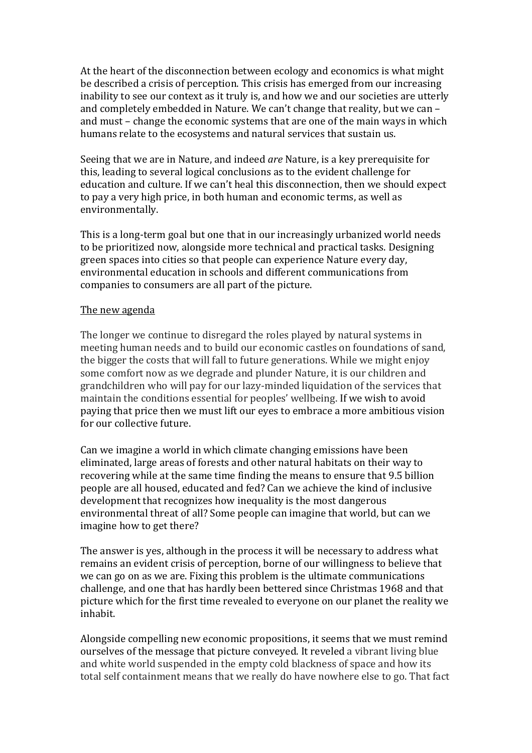At the heart of the disconnection between ecology and economics is what might be described a crisis of perception. This crisis has emerged from our increasing inability to see our context as it truly is, and how we and our societies are utterly and completely embedded in Nature. We can't change that reality, but we can – and must – change the economic systems that are one of the main ways in which humans relate to the ecosystems and natural services that sustain us.

Seeing that we are in Nature, and indeed *are* Nature, is a key prerequisite for this, leading to several logical conclusions as to the evident challenge for education and culture. If we can't heal this disconnection, then we should expect to pay a very high price, in both human and economic terms, as well as environmentally.

This is a long-term goal but one that in our increasingly urbanized world needs to be prioritized now, alongside more technical and practical tasks. Designing green spaces into cities so that people can experience Nature every day, environmental education in schools and different communications from companies to consumers are all part of the picture.

<u>The new agenda</u>

The longer we continue to disregard the roles played by natural systems in meeting human needs and to build our economic castles on foundations of sand, the bigger the costs that will fall to future generations. While we might enjoy some comfort now as we degrade and plunder Nature, it is our children and grandchildren who will pay for our lazy-minded liquidation of the services that maintain the conditions essential for peoples' wellbeing. If we wish to avoid paying that price then we must lift our eyes to embrace a more ambitious vision for our collective future.

Can we imagine a world in which climate changing emissions have been eliminated, large areas of forests and other natural habitats on their way to recovering while at the same time finding the means to ensure that 9.5 billion people are all housed, educated and fed? Can we achieve the kind of inclusive development that recognizes how inequality is the most dangerous environmental threat of all? Some people can imagine that world, but can we imagine how to get there?

The answer is yes, although in the process it will be necessary to address what remains an evident crisis of perception, borne of our willingness to believe that we can go on as we are. Fixing this problem is the ultimate communications challenge, and one that has hardly been bettered since Christmas 1968 and that picture which for the first time revealed to everyone on our planet the reality we inhabit.

Alongside compelling new economic propositions, it seems that we must remind ourselves of the message that picture conveyed. It reveled a vibrant living blue and white world suspended in the empty cold blackness of space and how its total self containment means that we really do have nowhere else to go. That fact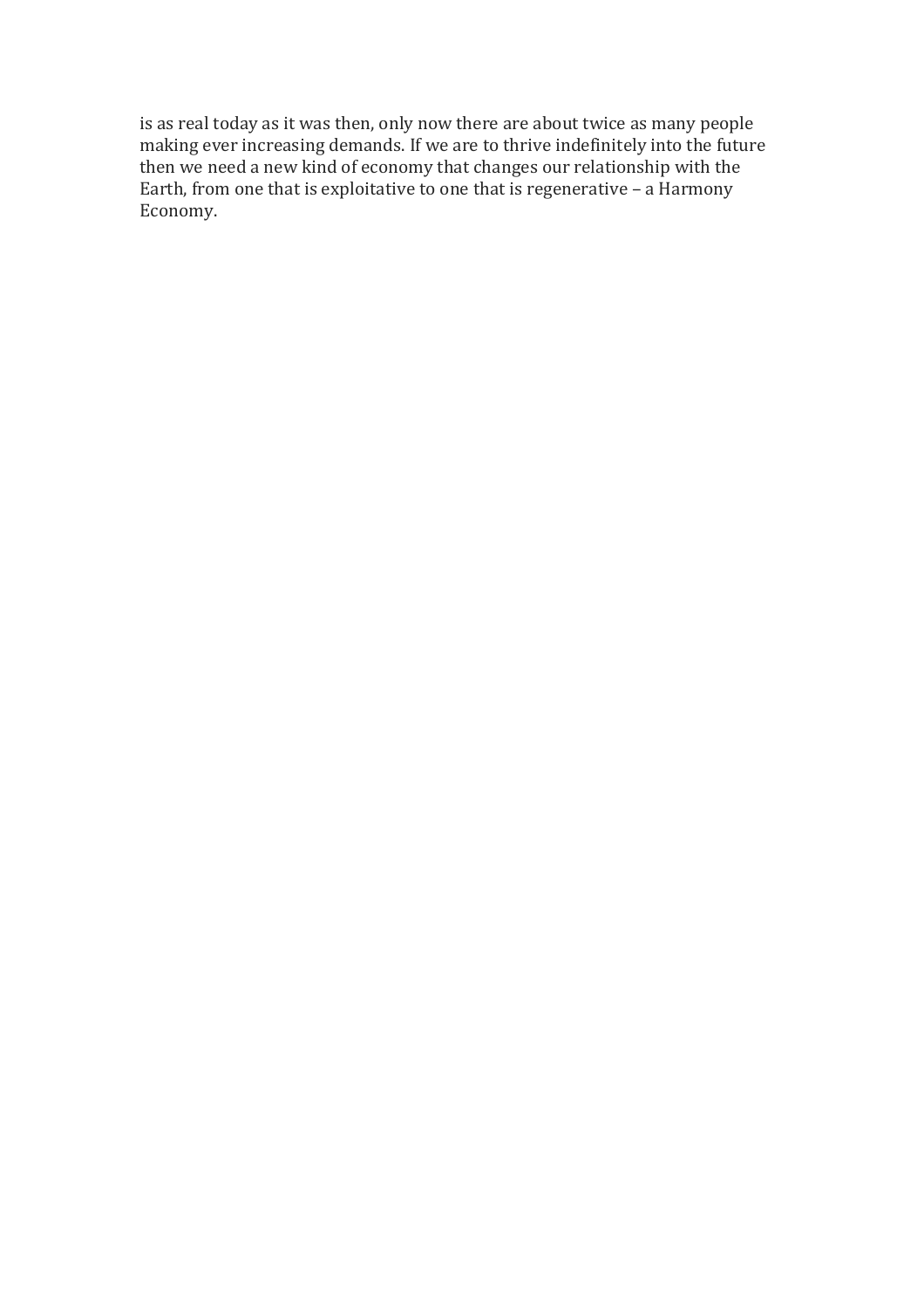is as real today as it was then, only now there are about twice as many people making ever increasing demands. If we are to thrive indefinitely into the future then we need a new kind of economy that changes our relationship with the Earth, from one that is exploitative to one that is regenerative – a Harmony Economy.